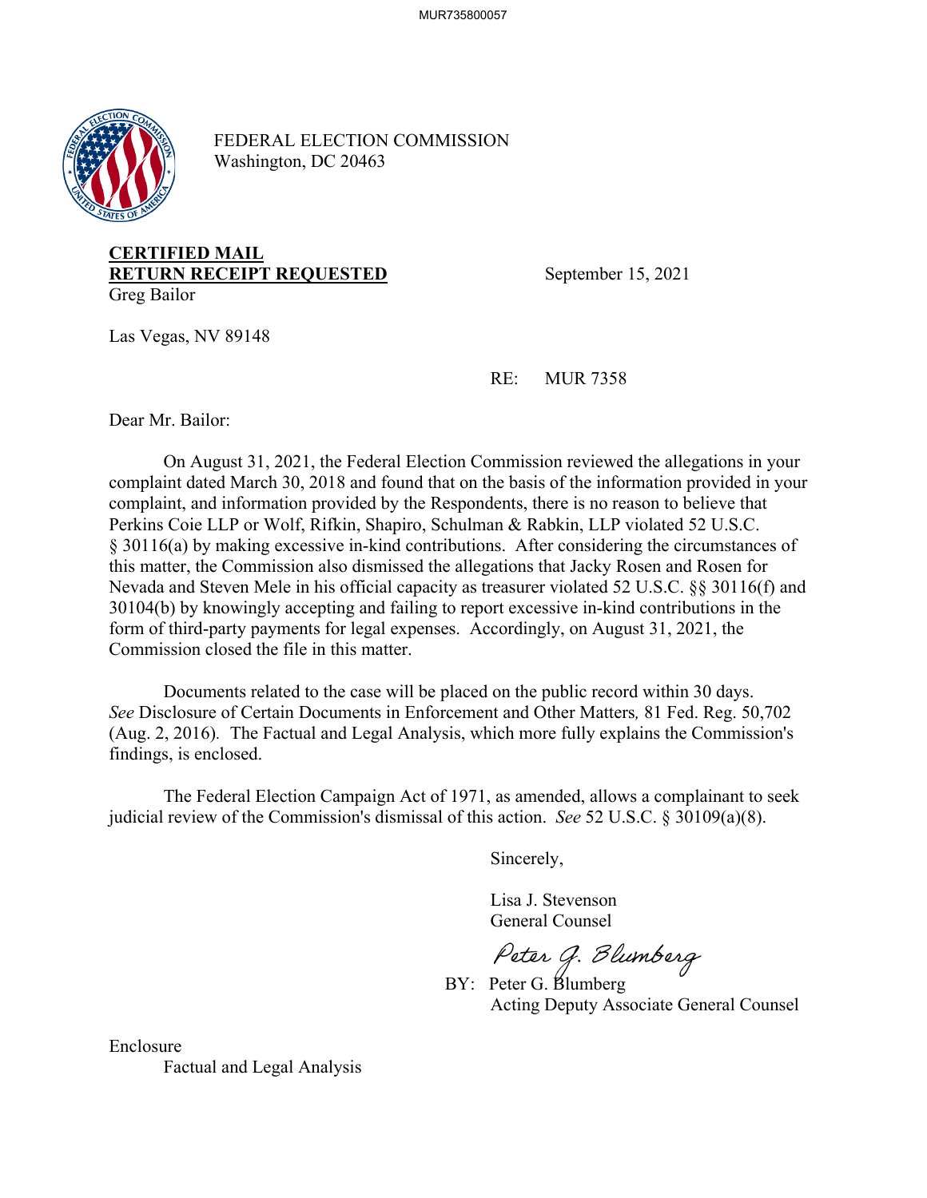FEDERAL ELECTION COMMISSION
Washington, DC 20463

**CERTIFIED MAIL**
**RETURN RECEIPT REQUESTED**

September 15, 2021

Greg Bailor

Las Vegas, NV 89148

RE: MUR 7358

Dear Mr. Bailor:

On August 31, 2021, the Federal Election Commission reviewed the allegations in your complaint dated March 30, 2018 and found that on the basis of the information provided in your complaint, and information provided by the Respondents, there is no reason to believe that Perkins Coie LLP or Wolf, Rifkin, Shapiro, Schulman & Rabkin, LLP violated 52 U.S.C. § 30116(a) by making excessive in-kind contributions. After considering the circumstances of this matter, the Commission also dismissed the allegations that Jacky Rosen and Rosen for Nevada and Steven Mele in his official capacity as treasurer violated 52 U.S.C. §§ 30116(f) and 30104(b) by knowingly accepting and failing to report excessive in-kind contributions in the form of third-party payments for legal expenses. Accordingly, on August 31, 2021, the Commission closed the file in this matter.

Documents related to the case will be placed on the public record within 30 days. *See* Disclosure of Certain Documents in Enforcement and Other Matters, 81 Fed. Reg. 50,702 (Aug. 2, 2016). The Factual and Legal Analysis, which more fully explains the Commission's findings, is enclosed.

The Federal Election Campaign Act of 1971, as amended, allows a complainant to seek judicial review of the Commission's dismissal of this action. *See* 52 U.S.C. § 30109(a)(8).

Sincerely,

Lisa J. Stevenson
General Counsel

*Peter G. Blumberg*

BY: Peter G. Blumberg
Acting Deputy Associate General Counsel

Enclosure
Factual and Legal Analysis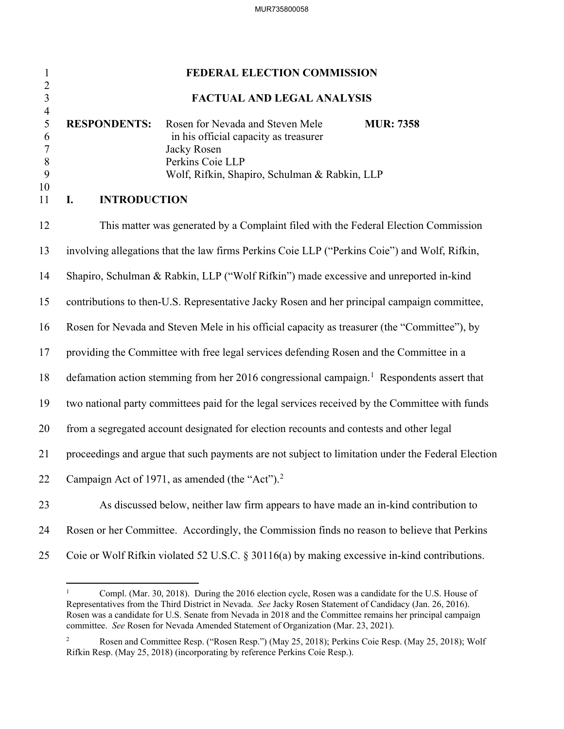# FEDERAL ELECTION COMMISSION

## FACTUAL AND LEGAL ANALYSIS

**RESPONDENTS:** Rosen for Nevada and Steven Mele in his official capacity as treasurer
Jacky Rosen
Perkins Coie LLP
Wolf, Rifkin, Shapiro, Schulman & Rabkin, LLP

**MUR: 7358**

## I. INTRODUCTION

This matter was generated by a Complaint filed with the Federal Election Commission involving allegations that the law firms Perkins Coie LLP ("Perkins Coie") and Wolf, Rifkin, Shapiro, Schulman & Rabkin, LLP ("Wolf Rifkin") made excessive and unreported in-kind contributions to then-U.S. Representative Jacky Rosen and her principal campaign committee, Rosen for Nevada and Steven Mele in his official capacity as treasurer (the "Committee"), by providing the Committee with free legal services defending Rosen and the Committee in a defamation action stemming from her 2016 congressional campaign.[1] Respondents assert that two national party committees paid for the legal services received by the Committee with funds from a segregated account designated for election recounts and contests and other legal proceedings and argue that such payments are not subject to limitation under the Federal Election Campaign Act of 1971, as amended (the "Act").[2]

As discussed below, neither law firm appears to have made an in-kind contribution to Rosen or her Committee. Accordingly, the Commission finds no reason to believe that Perkins Coie or Wolf Rifkin violated 52 U.S.C. § 30116(a) by making excessive in-kind contributions.

---

[1] Compl. (Mar. 30, 2018). During the 2016 election cycle, Rosen was a candidate for the U.S. House of Representatives from the Third District in Nevada. *See* Jacky Rosen Statement of Candidacy (Jan. 26, 2016). Rosen was a candidate for U.S. Senate from Nevada in 2018 and the Committee remains her principal campaign committee. *See* Rosen for Nevada Amended Statement of Organization (Mar. 23, 2021).

[2] Rosen and Committee Resp. ("Rosen Resp.") (May 25, 2018); Perkins Coie Resp. (May 25, 2018); Wolf Rifkin Resp. (May 25, 2018) (incorporating by reference Perkins Coie Resp.).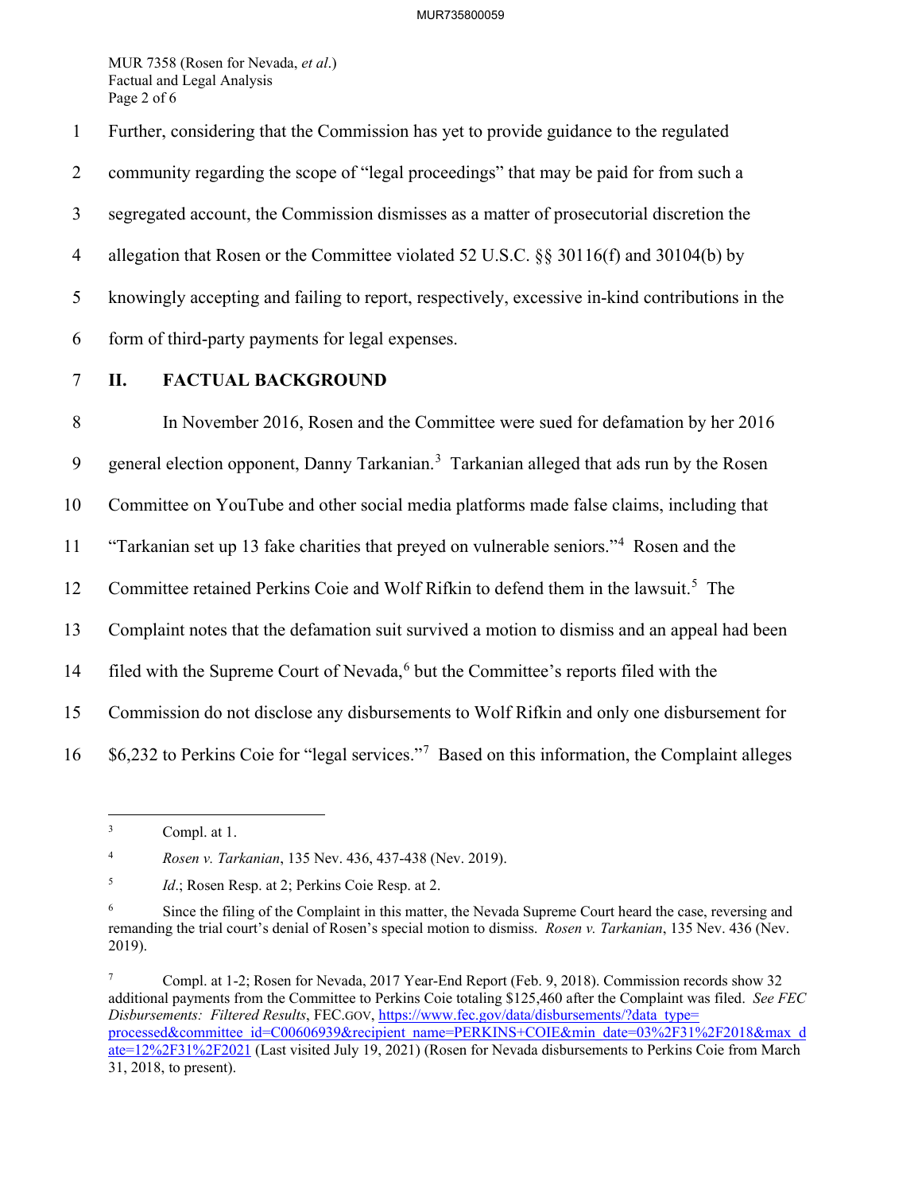Further, considering that the Commission has yet to provide guidance to the regulated community regarding the scope of "legal proceedings" that may be paid for from such a segregated account, the Commission dismisses as a matter of prosecutorial discretion the allegation that Rosen or the Committee violated 52 U.S.C. §§ 30116(f) and 30104(b) by knowingly accepting and failing to report, respectively, excessive in-kind contributions in the form of third-party payments for legal expenses.

## II. FACTUAL BACKGROUND

In November 2016, Rosen and the Committee were sued for defamation by her 2016 general election opponent, Danny Tarkanian.[3] Tarkanian alleged that ads run by the Rosen Committee on YouTube and other social media platforms made false claims, including that "Tarkanian set up 13 fake charities that preyed on vulnerable seniors."[4] Rosen and the Committee retained Perkins Coie and Wolf Rifkin to defend them in the lawsuit.[5] The Complaint notes that the defamation suit survived a motion to dismiss and an appeal had been filed with the Supreme Court of Nevada,[6] but the Committee's reports filed with the Commission do not disclose any disbursements to Wolf Rifkin and only one disbursement for $6,232 to Perkins Coie for "legal services."[7] Based on this information, the Complaint alleges

---

[3] Compl. at 1.

[4] *Rosen v. Tarkanian*, 135 Nev. 436, 437-438 (Nev. 2019).

[5] *Id.*; Rosen Resp. at 2; Perkins Coie Resp. at 2.

[6] Since the filing of the Complaint in this matter, the Nevada Supreme Court heard the case, reversing and remanding the trial court's denial of Rosen's special motion to dismiss. *Rosen v. Tarkanian*, 135 Nev. 436 (Nev. 2019).

[7] Compl. at 1-2; Rosen for Nevada, 2017 Year-End Report (Feb. 9, 2018). Commission records show 32 additional payments from the Committee to Perkins Coie totaling $125,460 after the Complaint was filed. *See FEC Disbursements: Filtered Results*, FEC.GOV, https://www.fec.gov/data/disbursements/?data_type=processed&committee_id=C00606939&recipient_name=PERKINS+COIE&min_date=03%2F31%2F2018&max_date=12%2F31%2F2021 (Last visited July 19, 2021) (Rosen for Nevada disbursements to Perkins Coie from March 31, 2018, to present).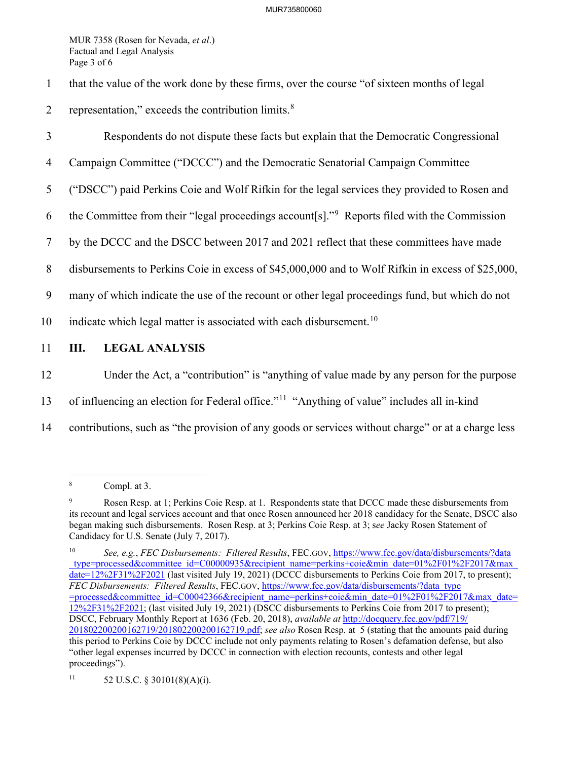that the value of the work done by these firms, over the course "of sixteen months of legal representation," exceeds the contribution limits.[8]

Respondents do not dispute these facts but explain that the Democratic Congressional Campaign Committee ("DCCC") and the Democratic Senatorial Campaign Committee ("DSCC") paid Perkins Coie and Wolf Rifkin for the legal services they provided to Rosen and the Committee from their "legal proceedings account[s]."[9] Reports filed with the Commission by the DCCC and the DSCC between 2017 and 2021 reflect that these committees have made disbursements to Perkins Coie in excess of $45,000,000 and to Wolf Rifkin in excess of $25,000, many of which indicate the use of the recount or other legal proceedings fund, but which do not indicate which legal matter is associated with each disbursement.[10]

## III. LEGAL ANALYSIS

Under the Act, a "contribution" is "anything of value made by any person for the purpose of influencing an election for Federal office."[11] "Anything of value" includes all in-kind contributions, such as "the provision of any goods or services without charge" or at a charge less

---

[8] Compl. at 3.

[9] Rosen Resp. at 1; Perkins Coie Resp. at 1. Respondents state that DCCC made these disbursements from its recount and legal services account and that once Rosen announced her 2018 candidacy for the Senate, DSCC also began making such disbursements. Rosen Resp. at 3; Perkins Coie Resp. at 3; *see* Jacky Rosen Statement of Candidacy for U.S. Senate (July 7, 2017).

[10] *See, e.g.*, *FEC Disbursements: Filtered Results*, FEC.GOV, https://www.fec.gov/data/disbursements/?data_type=processed&committee_id=C00000935&recipient_name=perkins+coie&min_date=01%2F01%2F2017&max_date=12%2F31%2F2021 (last visited July 19, 2021) (DCCC disbursements to Perkins Coie from 2017, to present); *FEC Disbursements: Filtered Results*, FEC.GOV, https://www.fec.gov/data/disbursements/?data_type=processed&committee_id=C00042366&recipient_name=perkins+coie&min_date=01%2F01%2F2017&max_date=12%2F31%2F2021; (last visited July 19, 2021) (DSCC disbursements to Perkins Coie from 2017 to present); DSCC, February Monthly Report at 1636 (Feb. 20, 2018), *available at* http://docquery.fec.gov/pdf/719/201802200200162719/201802200200162719.pdf; *see also* Rosen Resp. at 5 (stating that the amounts paid during this period to Perkins Coie by DCCC include not only payments relating to Rosen's defamation defense, but also "other legal expenses incurred by DCCC in connection with election recounts, contests and other legal proceedings").

[11] 52 U.S.C. § 30101(8)(A)(i).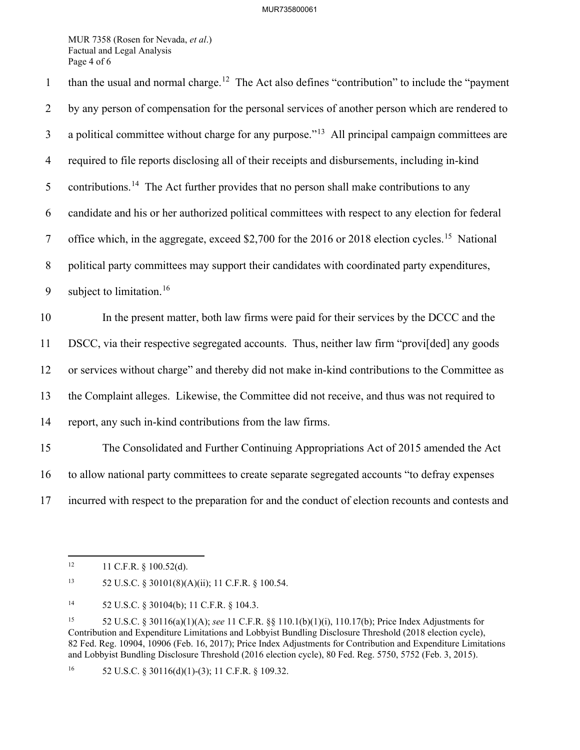than the usual and normal charge.[12] The Act also defines "contribution" to include the "payment by any person of compensation for the personal services of another person which are rendered to a political committee without charge for any purpose."[13] All principal campaign committees are required to file reports disclosing all of their receipts and disbursements, including in-kind contributions.[14] The Act further provides that no person shall make contributions to any candidate and his or her authorized political committees with respect to any election for federal office which, in the aggregate, exceed $2,700 for the 2016 or 2018 election cycles.[15] National political party committees may support their candidates with coordinated party expenditures, subject to limitation.[16]

In the present matter, both law firms were paid for their services by the DCCC and the DSCC, via their respective segregated accounts. Thus, neither law firm "provi[ded] any goods or services without charge" and thereby did not make in-kind contributions to the Committee as the Complaint alleges. Likewise, the Committee did not receive, and thus was not required to report, any such in-kind contributions from the law firms.

The Consolidated and Further Continuing Appropriations Act of 2015 amended the Act to allow national party committees to create separate segregated accounts "to defray expenses incurred with respect to the preparation for and the conduct of election recounts and contests and

---

[12] 11 C.F.R. § 100.52(d).

[13] 52 U.S.C. § 30101(8)(A)(ii); 11 C.F.R. § 100.54.

[14] 52 U.S.C. § 30104(b); 11 C.F.R. § 104.3.

[15] 52 U.S.C. § 30116(a)(1)(A); *see* 11 C.F.R. §§ 110.1(b)(1)(i), 110.17(b); Price Index Adjustments for Contribution and Expenditure Limitations and Lobbyist Bundling Disclosure Threshold (2018 election cycle), 82 Fed. Reg. 10904, 10906 (Feb. 16, 2017); Price Index Adjustments for Contribution and Expenditure Limitations and Lobbyist Bundling Disclosure Threshold (2016 election cycle), 80 Fed. Reg. 5750, 5752 (Feb. 3, 2015).

[16] 52 U.S.C. § 30116(d)(1)-(3); 11 C.F.R. § 109.32.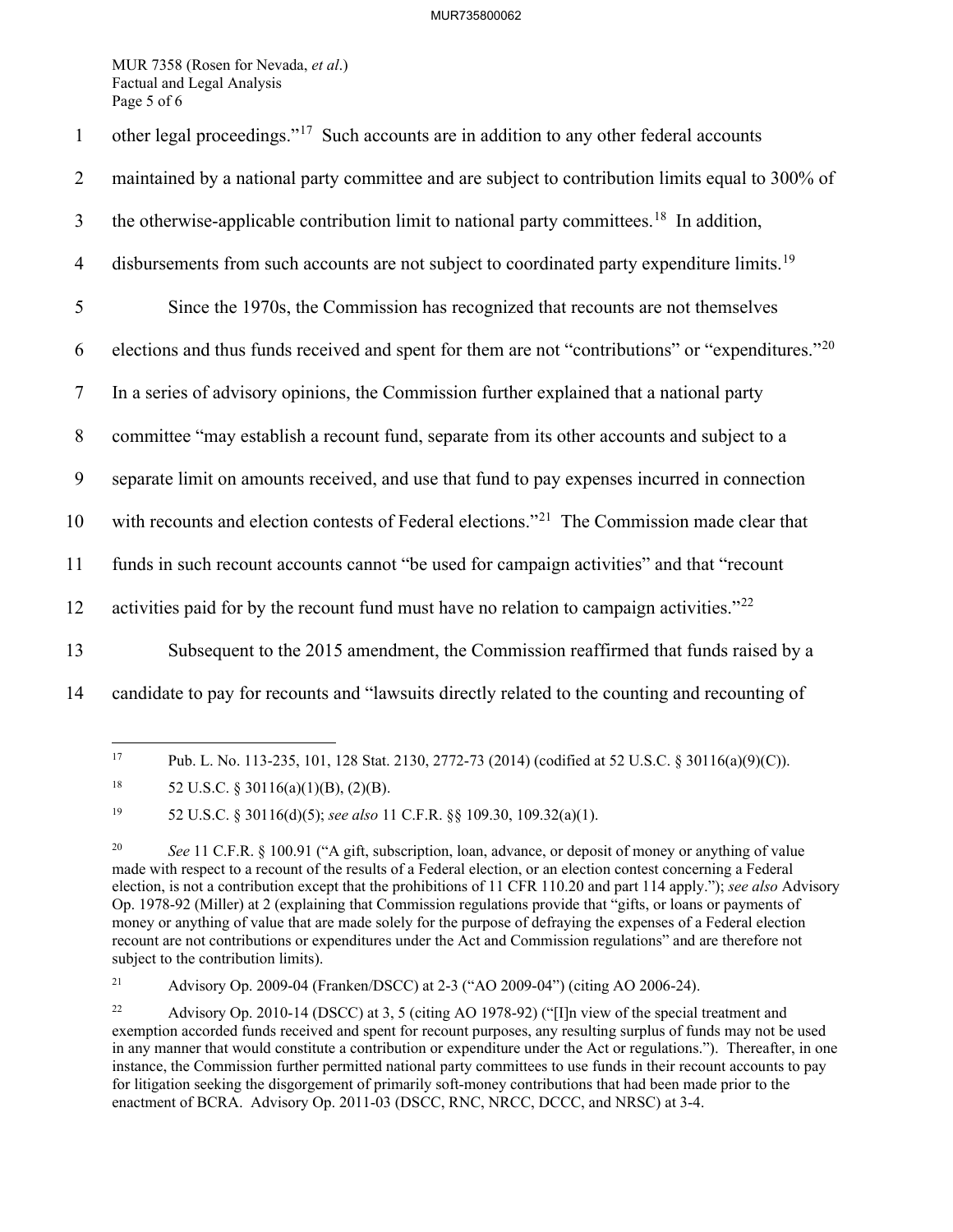other legal proceedings."[17] Such accounts are in addition to any other federal accounts maintained by a national party committee and are subject to contribution limits equal to 300% of the otherwise-applicable contribution limit to national party committees.[18] In addition, disbursements from such accounts are not subject to coordinated party expenditure limits.[19]

Since the 1970s, the Commission has recognized that recounts are not themselves elections and thus funds received and spent for them are not "contributions" or "expenditures."[20] In a series of advisory opinions, the Commission further explained that a national party committee "may establish a recount fund, separate from its other accounts and subject to a separate limit on amounts received, and use that fund to pay expenses incurred in connection with recounts and election contests of Federal elections."[21] The Commission made clear that funds in such recount accounts cannot "be used for campaign activities" and that "recount activities paid for by the recount fund must have no relation to campaign activities."[22]

Subsequent to the 2015 amendment, the Commission reaffirmed that funds raised by a candidate to pay for recounts and "lawsuits directly related to the counting and recounting of

---

[17] Pub. L. No. 113-235, 101, 128 Stat. 2130, 2772-73 (2014) (codified at 52 U.S.C. § 30116(a)(9)(C)).

[18] 52 U.S.C. § 30116(a)(1)(B), (2)(B).

[19] 52 U.S.C. § 30116(d)(5); *see also* 11 C.F.R. §§ 109.30, 109.32(a)(1).

[20] *See* 11 C.F.R. § 100.91 ("A gift, subscription, loan, advance, or deposit of money or anything of value made with respect to a recount of the results of a Federal election, or an election contest concerning a Federal election, is not a contribution except that the prohibitions of 11 CFR 110.20 and part 114 apply."); *see also* Advisory Op. 1978-92 (Miller) at 2 (explaining that Commission regulations provide that "gifts, or loans or payments of money or anything of value that are made solely for the purpose of defraying the expenses of a Federal election recount are not contributions or expenditures under the Act and Commission regulations" and are therefore not subject to the contribution limits).

[21] Advisory Op. 2009-04 (Franken/DSCC) at 2-3 ("AO 2009-04") (citing AO 2006-24).

[22] Advisory Op. 2010-14 (DSCC) at 3, 5 (citing AO 1978-92) ("[I]n view of the special treatment and exemption accorded funds received and spent for recount purposes, any resulting surplus of funds may not be used in any manner that would constitute a contribution or expenditure under the Act or regulations."). Thereafter, in one instance, the Commission further permitted national party committees to use funds in their recount accounts to pay for litigation seeking the disgorgement of primarily soft-money contributions that had been made prior to the enactment of BCRA. Advisory Op. 2011-03 (DSCC, RNC, NRCC, DCCC, and NRSC) at 3-4.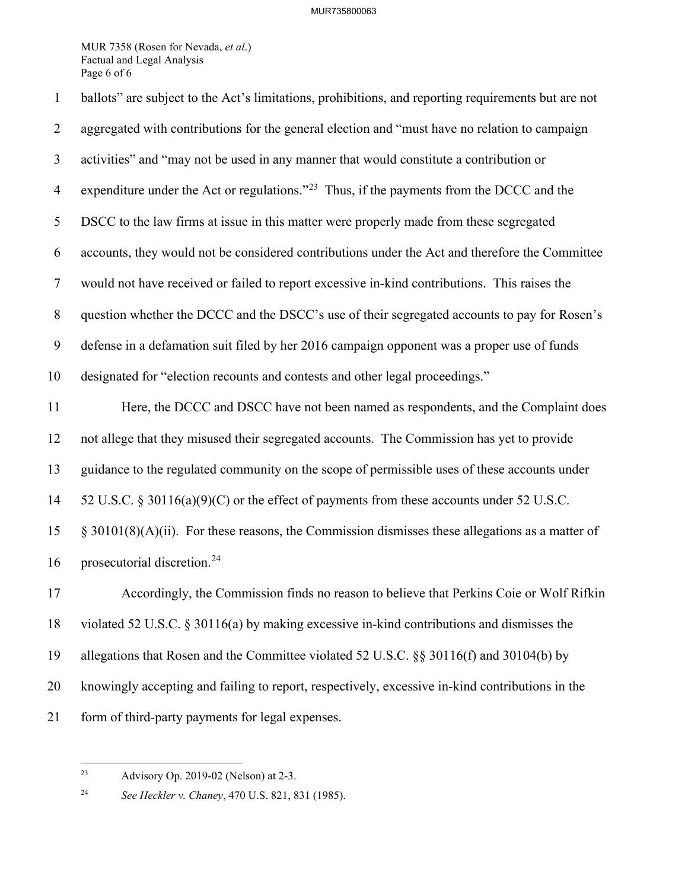ballots" are subject to the Act's limitations, prohibitions, and reporting requirements but are not aggregated with contributions for the general election and "must have no relation to campaign activities" and "may not be used in any manner that would constitute a contribution or expenditure under the Act or regulations."[23] Thus, if the payments from the DCCC and the DSCC to the law firms at issue in this matter were properly made from these segregated accounts, they would not be considered contributions under the Act and therefore the Committee would not have received or failed to report excessive in-kind contributions. This raises the question whether the DCCC and the DSCC's use of their segregated accounts to pay for Rosen's defense in a defamation suit filed by her 2016 campaign opponent was a proper use of funds designated for "election recounts and contests and other legal proceedings."

Here, the DCCC and DSCC have not been named as respondents, and the Complaint does not allege that they misused their segregated accounts. The Commission has yet to provide guidance to the regulated community on the scope of permissible uses of these accounts under 52 U.S.C. § 30116(a)(9)(C) or the effect of payments from these accounts under 52 U.S.C. § 30101(8)(A)(ii). For these reasons, the Commission dismisses these allegations as a matter of prosecutorial discretion.[24]

Accordingly, the Commission finds no reason to believe that Perkins Coie or Wolf Rifkin violated 52 U.S.C. § 30116(a) by making excessive in-kind contributions and dismisses the allegations that Rosen and the Committee violated 52 U.S.C. §§ 30116(f) and 30104(b) by knowingly accepting and failing to report, respectively, excessive in-kind contributions in the form of third-party payments for legal expenses.

---

[23] Advisory Op. 2019-02 (Nelson) at 2-3.

[24] *See Heckler v. Chaney*, 470 U.S. 821, 831 (1985).